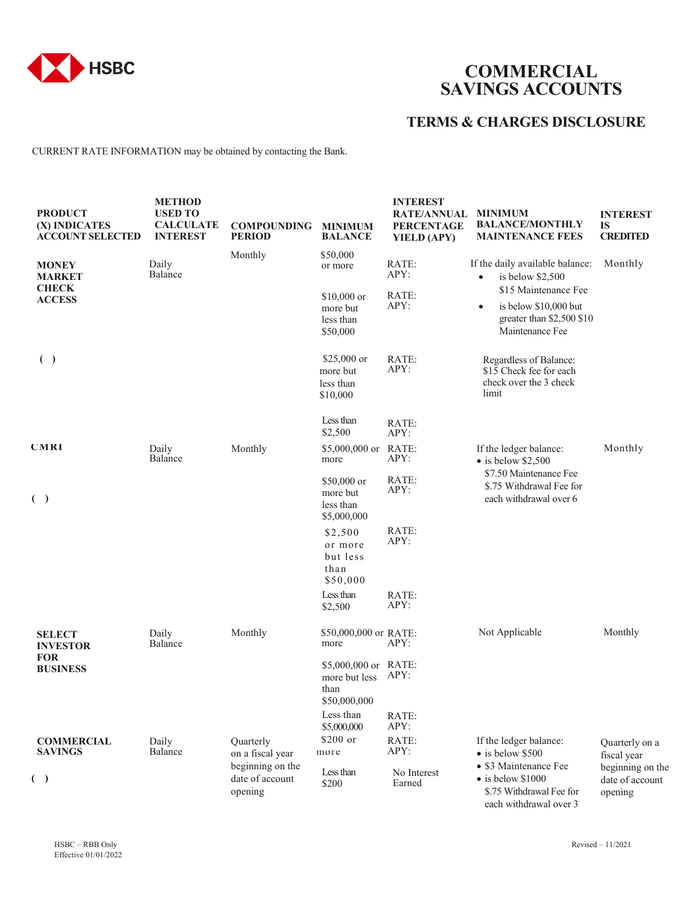HSBC

# COMMERCIAL SAVINGS ACCOUNTS

## TERMS & CHARGES DISCLOSURE

CURRENT RATE INFORMATION may be obtained by contacting the Bank.

| PRODUCT (X) INDICATES ACCOUNT SELECTED | METHOD USED TO CALCULATE INTEREST | COMPOUNDING PERIOD | MINIMUM BALANCE | INTEREST RATE/ANNUAL PERCENTAGE YIELD (APY) | MINIMUM BALANCE/MONTHLY MAINTENANCE FEES | INTEREST IS CREDITED |
|---|---|---|---|---|---|---|
| **MONEY MARKET CHECK ACCESS** | Daily Balance | Monthly | $50,000 or more | RATE: APY: | If the daily available balance: • is below $2,500 $15 Maintenance Fee • is below $10,000 but greater than $2,500 $10 Maintenance Fee | Monthly |
| | | | $10,000 or more but less than $50,000 | RATE: APY: | | |
| ( ) | | | $25,000 or more but less than $10,000 | RATE: APY: | Regardless of Balance: $15 Check fee for each check over the 3 check limit | |
| | | | Less than $2,500 | RATE: APY: | | |
| **CMRI** ( ) | Daily Balance | Monthly | $5,000,000 or more | RATE: APY: | If the ledger balance: • is below $2,500 $7.50 Maintenance Fee $.75 Withdrawal Fee for each withdrawal over 6 | Monthly |
| | | | $50,000 or more but less than $5,000,000 | RATE: APY: | | |
| | | | $2,500 or more but less than $50,000 | RATE: APY: | | |
| | | | Less than $2,500 | RATE: APY: | | |
| **SELECT INVESTOR FOR BUSINESS** | Daily Balance | Monthly | $50,000,000 or more | RATE: APY: | Not Applicable | Monthly |
| | | | $5,000,000 or more but less than $50,000,000 | RATE: APY: | | |
| | | | Less than $5,000,000 | RATE: APY: | | |
| **COMMERCIAL SAVINGS** ( ) | Daily Balance | Quarterly on a fiscal year beginning on the date of account opening | $200 or more | RATE: APY: | If the ledger balance: • is below $500 • $3 Maintenance Fee • is below $1000 $.75 Withdrawal Fee for each withdrawal over 3 | Quarterly on a fiscal year beginning on the date of account opening |
| | | | Less than $200 | No Interest Earned | | |

HSBC – RBB Only
Effective 01/01/2022

Revised – 11/2021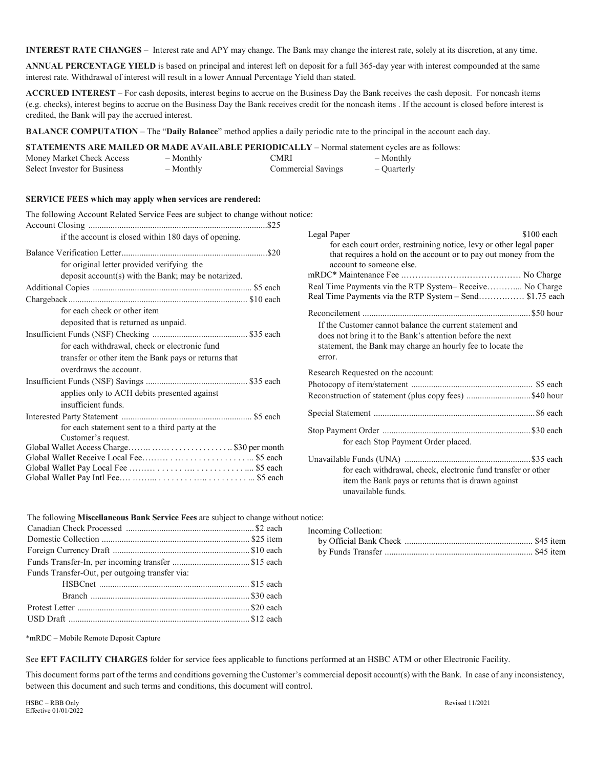**INTEREST RATE CHANGES** – Interest rate and APY may change. The Bank may change the interest rate, solely at its discretion, at any time.

**ANNUAL PERCENTAGE YIELD** is based on principal and interest left on deposit for a full 365-day year with interest compounded at the same interest rate. Withdrawal of interest will result in a lower Annual Percentage Yield than stated.

**ACCRUED INTEREST** – For cash deposits, interest begins to accrue on the Business Day the Bank receives the cash deposit. For noncash items (e.g. checks), interest begins to accrue on the Business Day the Bank receives credit for the noncash items . If the account is closed before interest is credited, the Bank will pay the accrued interest.

**BALANCE COMPUTATION** – The "**Daily Balance**" method applies a daily periodic rate to the principal in the account each day.

**STATEMENTS ARE MAILED OR MADE AVAILABLE PERIODICALLY** – Normal statement cycles are as follows:

| | | | |
|---|---|---|---|
| Money Market Check Access | – Monthly | CMRI | – Monthly |
| Select Investor for Business | – Monthly | Commercial Savings | – Quarterly |

**SERVICE FEES which may apply when services are rendered:**

The following Account Related Service Fees are subject to change without notice:

Account Closing .......... $25
if the account is closed within 180 days of opening.

Balance Verification Letter .......... $20
for original letter provided verifying the deposit account(s) with the Bank; may be notarized.

Additional Copies .......... $5 each

Chargeback .......... $10 each
for each check or other item deposited that is returned as unpaid.

Insufficient Funds (NSF) Checking .......... $35 each
for each withdrawal, check or electronic fund transfer or other item the Bank pays or returns that overdraws the account.

Insufficient Funds (NSF) Savings .......... $35 each
applies only to ACH debits presented against insufficient funds.

Interested Party Statement .......... $5 each
for each statement sent to a third party at the Customer's request.

Global Wallet Access Charge .......... $30 per month

Global Wallet Receive Local Fee .......... $5 each

Global Wallet Pay Local Fee .......... $5 each

Global Wallet Pay Intl Fee .......... $5 each

Legal Paper $100 each
for each court order, restraining notice, levy or other legal paper that requires a hold on the account or to pay out money from the account to someone else.

mRDC* Maintenance Fee .......... No Charge

Real Time Payments via the RTP System– Receive .......... No Charge

Real Time Payments via the RTP System – Send .......... $1.75 each

Reconcilement .......... $50 hour
If the Customer cannot balance the current statement and does not bring it to the Bank's attention before the next statement, the Bank may charge an hourly fee to locate the error.

Research Requested on the account:

Photocopy of item/statement .......... $5 each

Reconstruction of statement (plus copy fees) .......... $40 hour

Special Statement .......... $6 each

Stop Payment Order .......... $30 each
for each Stop Payment Order placed.

Unavailable Funds (UNA) .......... $35 each
for each withdrawal, check, electronic fund transfer or other item the Bank pays or returns that is drawn against unavailable funds.

The following **Miscellaneous Bank Service Fees** are subject to change without notice:

Canadian Check Processed .......... $2 each

Domestic Collection .......... $25 item

Foreign Currency Draft .......... $10 each

Funds Transfer-In, per incoming transfer .......... $15 each

Funds Transfer-Out, per outgoing transfer via:

- HSBCnet .......... $15 each
- Branch .......... $30 each

Protest Letter .......... $20 each

USD Draft .......... $12 each

Incoming Collection:

- by Official Bank Check .......... $45 item
- by Funds Transfer .......... $45 item

*mRDC – Mobile Remote Deposit Capture

See **EFT FACILITY CHARGES** folder for service fees applicable to functions performed at an HSBC ATM or other Electronic Facility.

This document forms part of the terms and conditions governing the Customer's commercial deposit account(s) with the Bank. In case of any inconsistency, between this document and such terms and conditions, this document will control.

HSBC – RBB Only
Effective 01/01/2022

Revised 11/2021